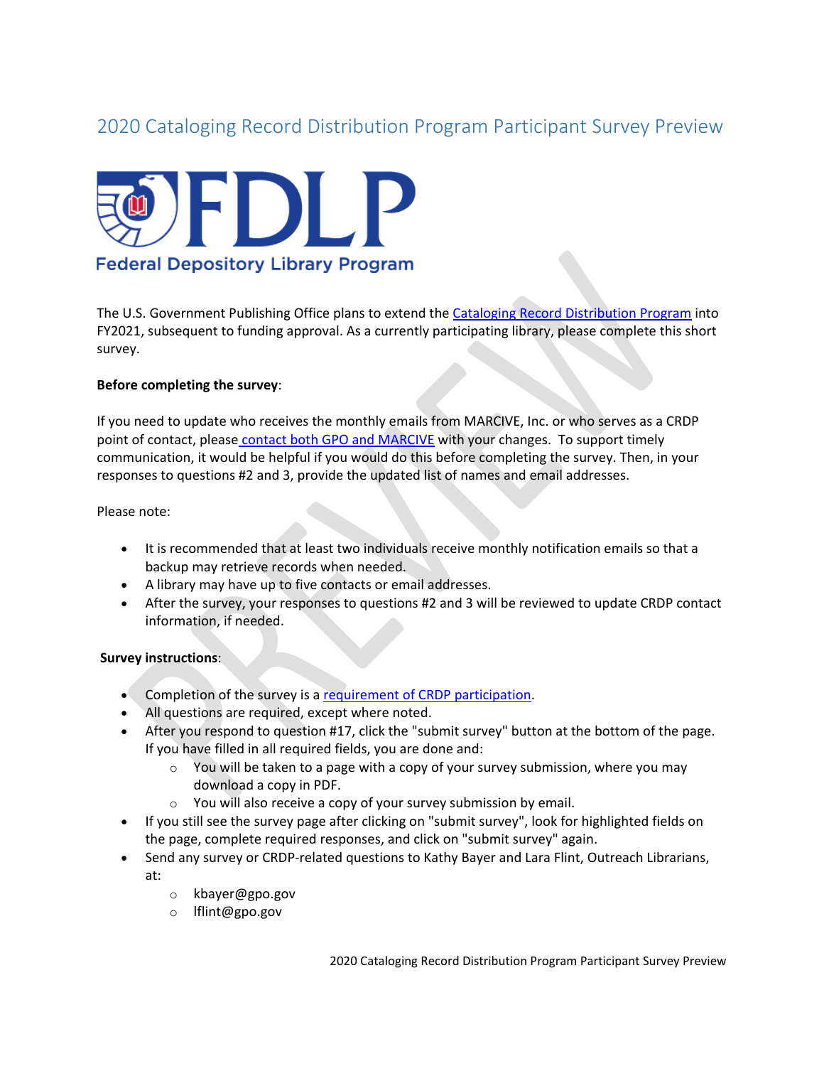# 2020 Cataloging Record Distribution Program Participant Survey Preview

FDLP

Federal Depository Library Program

The U.S. Government Publishing Office plans to extend the Cataloging Record Distribution Program into FY2021, subsequent to funding approval. As a currently participating library, please complete this short survey.

**Before completing the survey**:

If you need to update who receives the monthly emails from MARCIVE, Inc. or who serves as a CRDP point of contact, please contact both GPO and MARCIVE with your changes. To support timely communication, it would be helpful if you would do this before completing the survey. Then, in your responses to questions #2 and 3, provide the updated list of names and email addresses.

Please note:

- It is recommended that at least two individuals receive monthly notification emails so that a backup may retrieve records when needed.
- A library may have up to five contacts or email addresses.
- After the survey, your responses to questions #2 and 3 will be reviewed to update CRDP contact information, if needed.

**Survey instructions**:

- Completion of the survey is a requirement of CRDP participation.
- All questions are required, except where noted.
- After you respond to question #17, click the "submit survey" button at the bottom of the page. If you have filled in all required fields, you are done and:
  - You will be taken to a page with a copy of your survey submission, where you may download a copy in PDF.
  - You will also receive a copy of your survey submission by email.
- If you still see the survey page after clicking on "submit survey", look for highlighted fields on the page, complete required responses, and click on "submit survey" again.
- Send any survey or CRDP-related questions to Kathy Bayer and Lara Flint, Outreach Librarians, at:
  - kbayer@gpo.gov
  - lflint@gpo.gov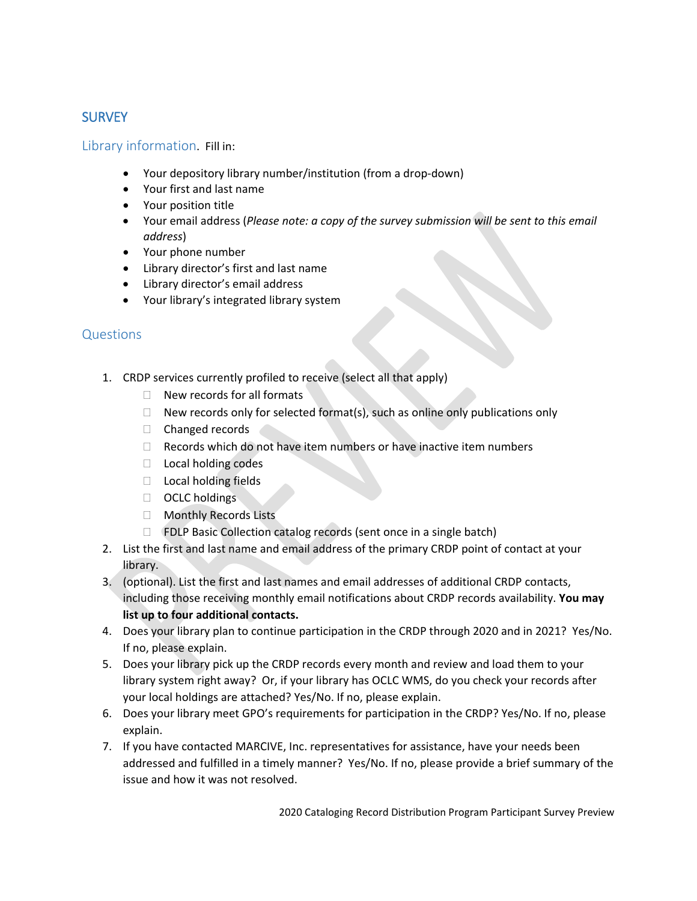## SURVEY

### Library information. Fill in:

- Your depository library number/institution (from a drop-down)
- Your first and last name
- Your position title
- Your email address (*Please note: a copy of the survey submission will be sent to this email address*)
- Your phone number
- Library director's first and last name
- Library director's email address
- Your library's integrated library system

### Questions

1. CRDP services currently profiled to receive (select all that apply)
   - ☐ New records for all formats
   - ☐ New records only for selected format(s), such as online only publications only
   - ☐ Changed records
   - ☐ Records which do not have item numbers or have inactive item numbers
   - ☐ Local holding codes
   - ☐ Local holding fields
   - ☐ OCLC holdings
   - ☐ Monthly Records Lists
   - ☐ FDLP Basic Collection catalog records (sent once in a single batch)
2. List the first and last name and email address of the primary CRDP point of contact at your library.
3. (optional). List the first and last names and email addresses of additional CRDP contacts, including those receiving monthly email notifications about CRDP records availability. **You may list up to four additional contacts.**
4. Does your library plan to continue participation in the CRDP through 2020 and in 2021? Yes/No. If no, please explain.
5. Does your library pick up the CRDP records every month and review and load them to your library system right away? Or, if your library has OCLC WMS, do you check your records after your local holdings are attached? Yes/No. If no, please explain.
6. Does your library meet GPO's requirements for participation in the CRDP? Yes/No. If no, please explain.
7. If you have contacted MARCIVE, Inc. representatives for assistance, have your needs been addressed and fulfilled in a timely manner? Yes/No. If no, please provide a brief summary of the issue and how it was not resolved.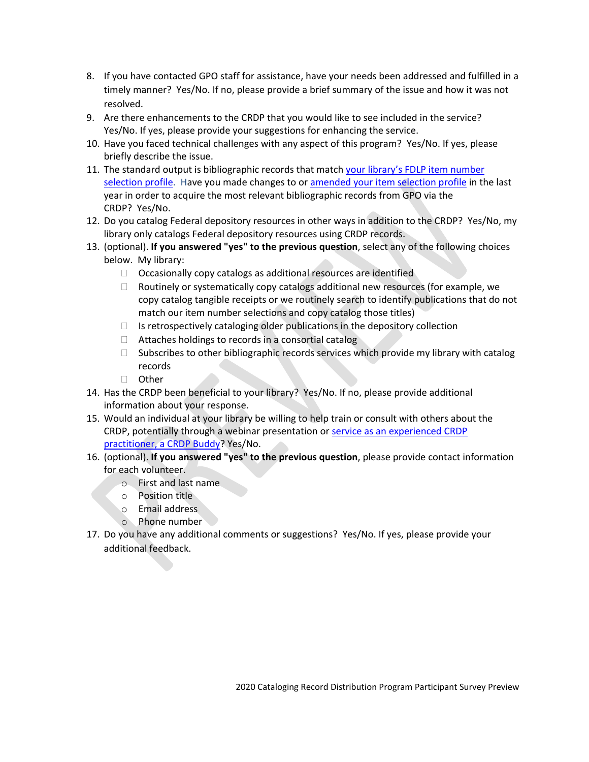8. If you have contacted GPO staff for assistance, have your needs been addressed and fulfilled in a timely manner? Yes/No. If no, please provide a brief summary of the issue and how it was not resolved.
9. Are there enhancements to the CRDP that you would like to see included in the service? Yes/No. If yes, please provide your suggestions for enhancing the service.
10. Have you faced technical challenges with any aspect of this program? Yes/No. If yes, please briefly describe the issue.
11. The standard output is bibliographic records that match your library's FDLP item number selection profile. Have you made changes to or amended your item selection profile in the last year in order to acquire the most relevant bibliographic records from GPO via the CRDP? Yes/No.
12. Do you catalog Federal depository resources in other ways in addition to the CRDP? Yes/No, my library only catalogs Federal depository resources using CRDP records.
13. (optional). **If you answered "yes" to the previous question**, select any of the following choices below. My library:
    - ☐ Occasionally copy catalogs as additional resources are identified
    - ☐ Routinely or systematically copy catalogs additional new resources (for example, we copy catalog tangible receipts or we routinely search to identify publications that do not match our item number selections and copy catalog those titles)
    - ☐ Is retrospectively cataloging older publications in the depository collection
    - ☐ Attaches holdings to records in a consortial catalog
    - ☐ Subscribes to other bibliographic records services which provide my library with catalog records
    - ☐ Other
14. Has the CRDP been beneficial to your library? Yes/No. If no, please provide additional information about your response.
15. Would an individual at your library be willing to help train or consult with others about the CRDP, potentially through a webinar presentation or service as an experienced CRDP practitioner, a CRDP Buddy? Yes/No.
16. (optional). **If you answered "yes" to the previous question**, please provide contact information for each volunteer.
    - First and last name
    - Position title
    - Email address
    - Phone number
17. Do you have any additional comments or suggestions? Yes/No. If yes, please provide your additional feedback.